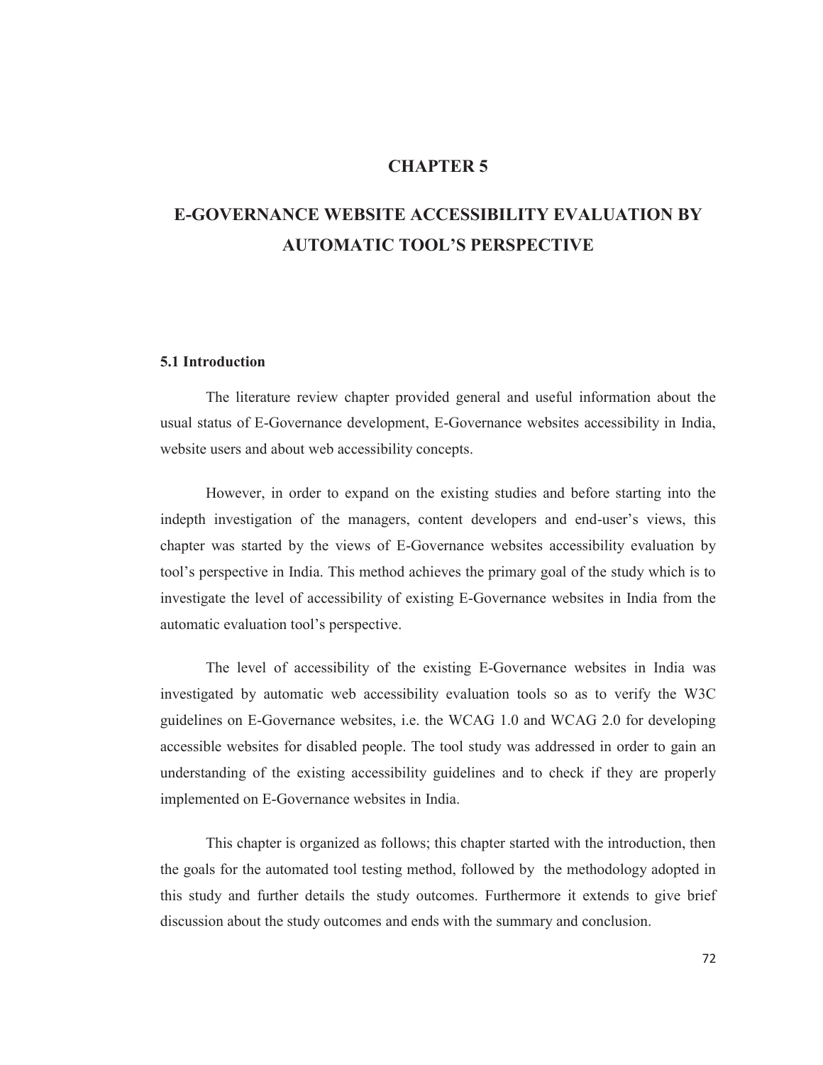# CHAPTER 5

# E-GOVERNANCE WEBSITE ACCESSIBILITY EVALUATION BY AUTOMATIC TOOL'S PERSPECTIVE

## 5.1 Introduction

The literature review chapter provided general and useful information about the usual status of E-Governance development, E-Governance websites accessibility in India, website users and about web accessibility concepts.

However, in order to expand on the existing studies and before starting into the indepth investigation of the managers, content developers and end-user's views, this chapter was started by the views of E-Governance websites accessibility evaluation by tool's perspective in India. This method achieves the primary goal of the study which is to investigate the level of accessibility of existing E-Governance websites in India from the automatic evaluation tool's perspective.

The level of accessibility of the existing E-Governance websites in India was investigated by automatic web accessibility evaluation tools so as to verify the W3C guidelines on E-Governance websites, i.e. the WCAG 1.0 and WCAG 2.0 for developing accessible websites for disabled people. The tool study was addressed in order to gain an understanding of the existing accessibility guidelines and to check if they are properly implemented on E-Governance websites in India.

This chapter is organized as follows; this chapter started with the introduction, then the goals for the automated tool testing method, followed by the methodology adopted in this study and further details the study outcomes. Furthermore it extends to give brief discussion about the study outcomes and ends with the summary and conclusion.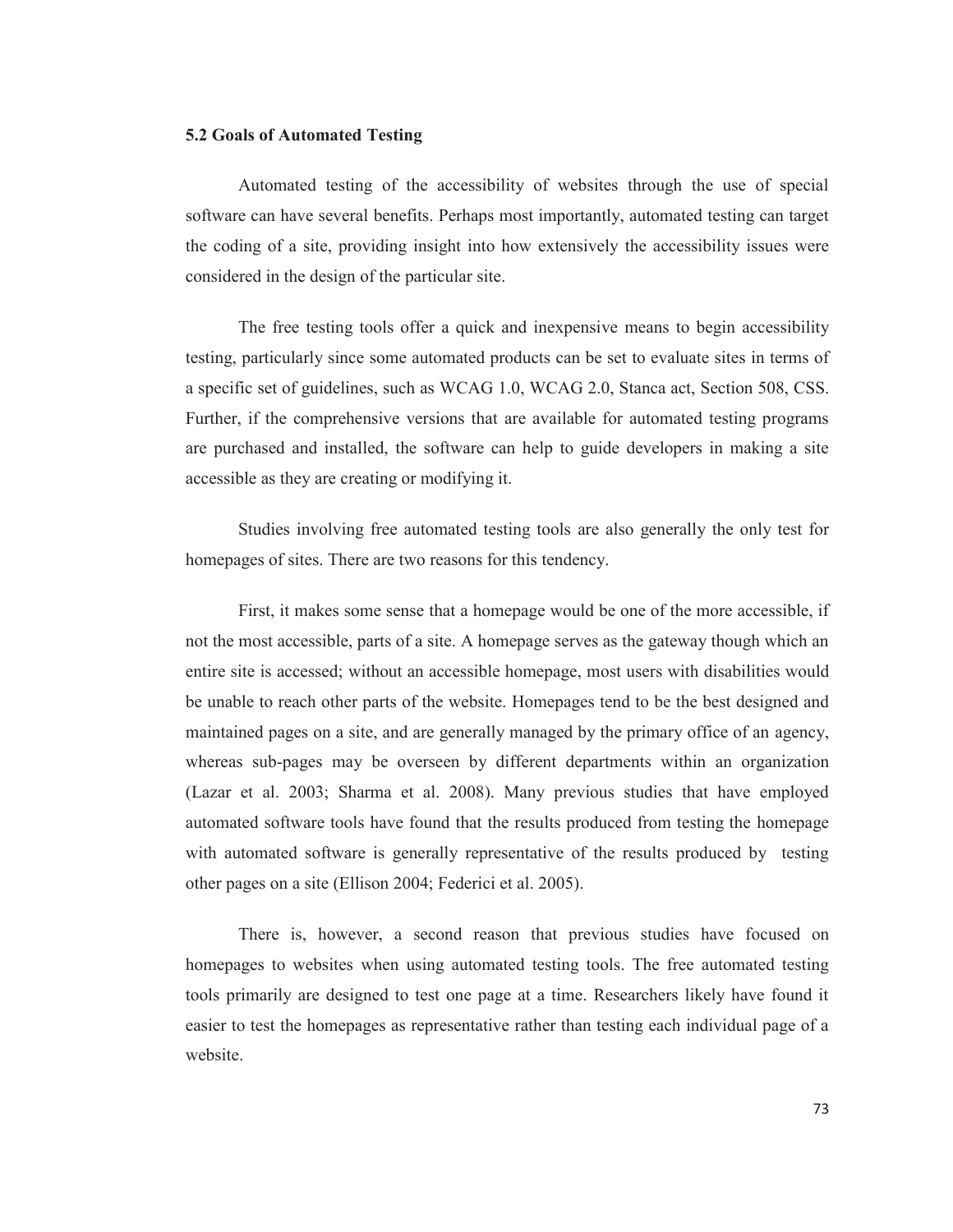## 5.2 Goals of Automated Testing

Automated testing of the accessibility of websites through the use of special software can have several benefits. Perhaps most importantly, automated testing can target the coding of a site, providing insight into how extensively the accessibility issues were considered in the design of the particular site.

The free testing tools offer a quick and inexpensive means to begin accessibility testing, particularly since some automated products can be set to evaluate sites in terms of a specific set of guidelines, such as WCAG 1.0, WCAG 2.0, Stanca act, Section 508, CSS. Further, if the comprehensive versions that are available for automated testing programs are purchased and installed, the software can help to guide developers in making a site accessible as they are creating or modifying it.

Studies involving free automated testing tools are also generally the only test for homepages of sites. There are two reasons for this tendency.

First, it makes some sense that a homepage would be one of the more accessible, if not the most accessible, parts of a site. A homepage serves as the gateway though which an entire site is accessed; without an accessible homepage, most users with disabilities would be unable to reach other parts of the website. Homepages tend to be the best designed and maintained pages on a site, and are generally managed by the primary office of an agency, whereas sub-pages may be overseen by different departments within an organization (Lazar et al. 2003; Sharma et al. 2008). Many previous studies that have employed automated software tools have found that the results produced from testing the homepage with automated software is generally representative of the results produced by testing other pages on a site (Ellison 2004; Federici et al. 2005).

There is, however, a second reason that previous studies have focused on homepages to websites when using automated testing tools. The free automated testing tools primarily are designed to test one page at a time. Researchers likely have found it easier to test the homepages as representative rather than testing each individual page of a website.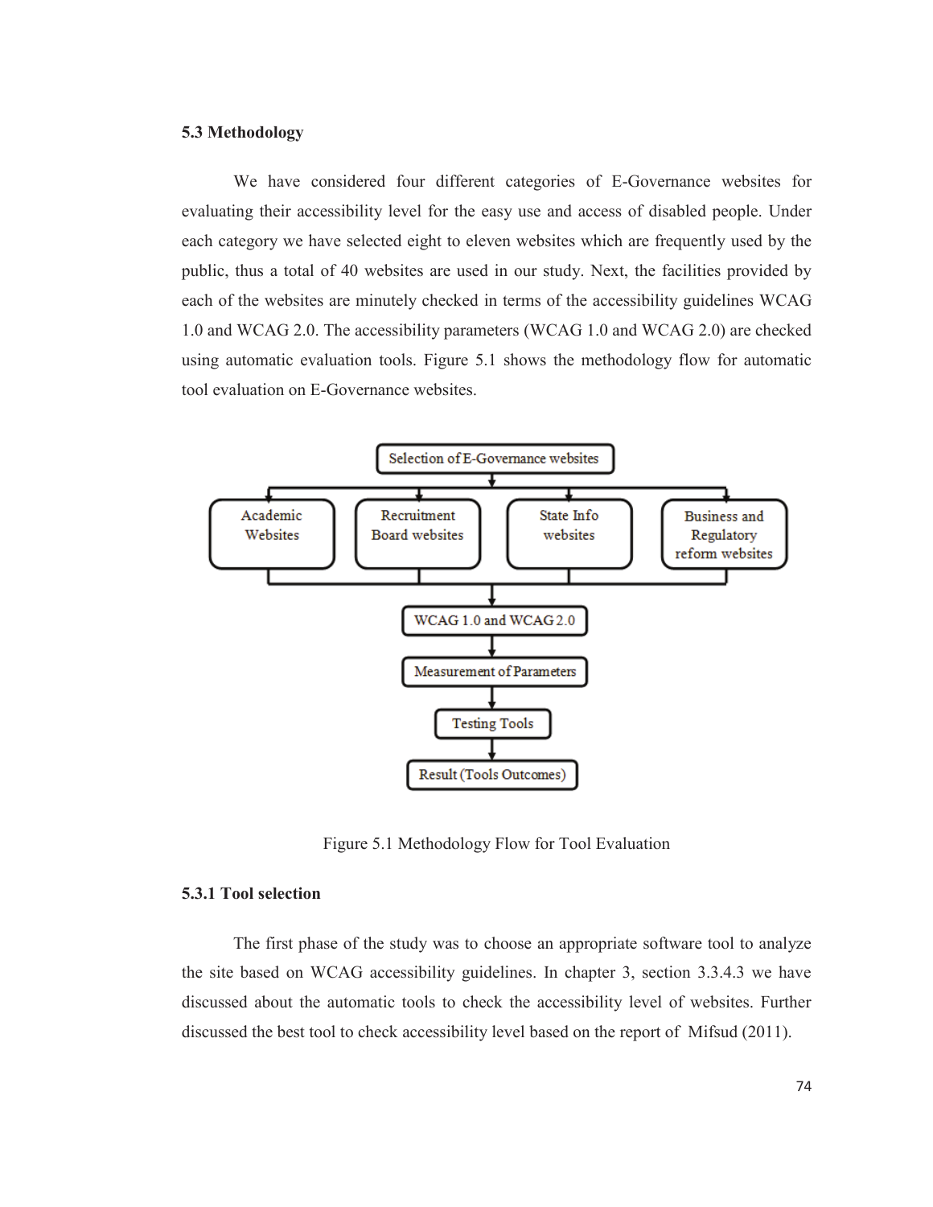### 5.3 Methodology

We have considered four different categories of E-Governance websites for evaluating their accessibility level for the easy use and access of disabled people. Under each category we have selected eight to eleven websites which are frequently used by the public, thus a total of 40 websites are used in our study. Next, the facilities provided by each of the websites are minutely checked in terms of the accessibility guidelines WCAG 1.0 and WCAG 2.0. The accessibility parameters (WCAG 1.0 and WCAG 2.0) are checked using automatic evaluation tools. Figure 5.1 shows the methodology flow for automatic tool evaluation on E-Governance websites.

Selection of E-Governance websites

Academic Websites | Recruitment Board websites | State Info websites | Business and Regulatory reform websites

WCAG 1.0 and WCAG 2.0

Measurement of Parameters

Testing Tools

Result (Tools Outcomes)

Figure 5.1 Methodology Flow for Tool Evaluation

#### 5.3.1 Tool selection

The first phase of the study was to choose an appropriate software tool to analyze the site based on WCAG accessibility guidelines. In chapter 3, section 3.3.4.3 we have discussed about the automatic tools to check the accessibility level of websites. Further discussed the best tool to check accessibility level based on the report of Mifsud (2011).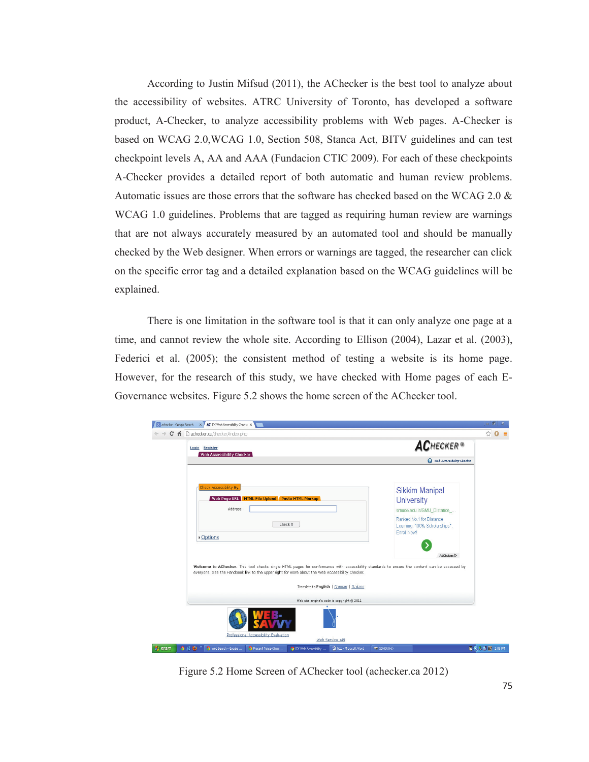According to Justin Mifsud (2011), the AChecker is the best tool to analyze about the accessibility of websites. ATRC University of Toronto, has developed a software product, A-Checker, to analyze accessibility problems with Web pages. A-Checker is based on WCAG 2.0,WCAG 1.0, Section 508, Stanca Act, BITV guidelines and can test checkpoint levels A, AA and AAA (Fundacion CTIC 2009). For each of these checkpoints A-Checker provides a detailed report of both automatic and human review problems. Automatic issues are those errors that the software has checked based on the WCAG 2.0 & WCAG 1.0 guidelines. Problems that are tagged as requiring human review are warnings that are not always accurately measured by an automated tool and should be manually checked by the Web designer. When errors or warnings are tagged, the researcher can click on the specific error tag and a detailed explanation based on the WCAG guidelines will be explained.

There is one limitation in the software tool is that it can only analyze one page at a time, and cannot review the whole site. According to Ellison (2004), Lazar et al. (2003), Federici et al. (2005); the consistent method of testing a website is its home page. However, for the research of this study, we have checked with Home pages of each E-Governance websites. Figure 5.2 shows the home screen of the AChecker tool.

Figure 5.2 Home Screen of AChecker tool (achecker.ca 2012)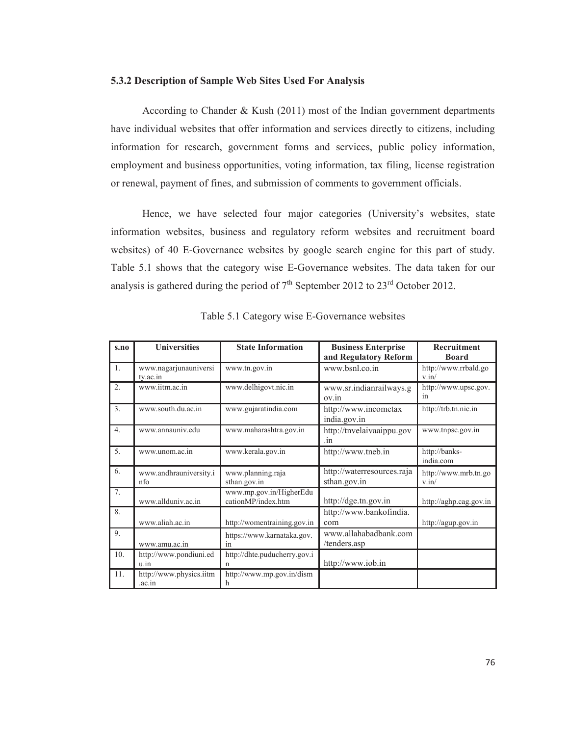### 5.3.2 Description of Sample Web Sites Used For Analysis

According to Chander & Kush (2011) most of the Indian government departments have individual websites that offer information and services directly to citizens, including information for research, government forms and services, public policy information, employment and business opportunities, voting information, tax filing, license registration or renewal, payment of fines, and submission of comments to government officials.

Hence, we have selected four major categories (University's websites, state information websites, business and regulatory reform websites and recruitment board websites) of 40 E-Governance websites by google search engine for this part of study. Table 5.1 shows that the category wise E-Governance websites. The data taken for our analysis is gathered during the period of 7th September 2012 to 23rd October 2012.

Table 5.1 Category wise E-Governance websites

| s.no | Universities | State Information | Business Enterprise and Regulatory Reform | Recruitment Board |
|---|---|---|---|---|
| 1. | www.nagarjunauniversity.ac.in | www.tn.gov.in | www.bsnl.co.in | http://www.rrbald.gov.in/ |
| 2. | www.iitm.ac.in | www.delhigovt.nic.in | www.sr.indianrailways.gov.in | http://www.upsc.gov.in |
| 3. | www.south.du.ac.in | www.gujaratindia.com | http://www.incometaxindia.gov.in | http://trb.tn.nic.in |
| 4. | www.annauniv.edu | www.maharashtra.gov.in | http://tnvelaivaaippu.gov.in | www.tnpsc.gov.in |
| 5. | www.unom.ac.in | www.kerala.gov.in | http://www.tneb.in | http://banks-india.com |
| 6. | www.andhrauniversity.info | www.planning.rajasthan.gov.in | http://waterresources.rajasthan.gov.in | http://www.mrb.tn.gov.in/ |
| 7. | www.allduniv.ac.in | www.mp.gov.in/HigherEducationMP/index.htm | http://dge.tn.gov.in | http://aghp.cag.gov.in |
| 8. | www.aliah.ac.in | http://womentraining.gov.in | http://www.bankofindia.com | http://agup.gov.in |
| 9. | www.amu.ac.in | https://www.karnataka.gov.in | www.allahabadbank.com/tenders.asp | |
| 10. | http://www.pondiuni.edu.in | http://dhte.puducherry.gov.in | http://www.iob.in | |
| 11. | http://www.physics.iitm.ac.in | http://www.mp.gov.in/dismh | | |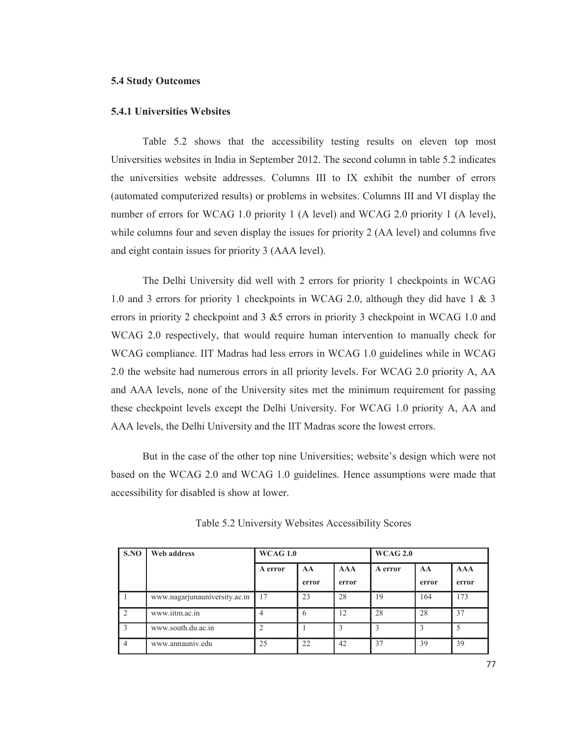### 5.4 Study Outcomes

### 5.4.1 Universities Websites

Table 5.2 shows that the accessibility testing results on eleven top most Universities websites in India in September 2012. The second column in table 5.2 indicates the universities website addresses. Columns III to IX exhibit the number of errors (automated computerized results) or problems in websites. Columns III and VI display the number of errors for WCAG 1.0 priority 1 (A level) and WCAG 2.0 priority 1 (A level), while columns four and seven display the issues for priority 2 (AA level) and columns five and eight contain issues for priority 3 (AAA level).

The Delhi University did well with 2 errors for priority 1 checkpoints in WCAG 1.0 and 3 errors for priority 1 checkpoints in WCAG 2.0, although they did have 1 & 3 errors in priority 2 checkpoint and 3 &5 errors in priority 3 checkpoint in WCAG 1.0 and WCAG 2.0 respectively, that would require human intervention to manually check for WCAG compliance. IIT Madras had less errors in WCAG 1.0 guidelines while in WCAG 2.0 the website had numerous errors in all priority levels. For WCAG 2.0 priority A, AA and AAA levels, none of the University sites met the minimum requirement for passing these checkpoint levels except the Delhi University. For WCAG 1.0 priority A, AA and AAA levels, the Delhi University and the IIT Madras score the lowest errors.

But in the case of the other top nine Universities; website's design which were not based on the WCAG 2.0 and WCAG 1.0 guidelines. Hence assumptions were made that accessibility for disabled is show at lower.

Table 5.2 University Websites Accessibility Scores

| S.NO | Web address | WCAG 1.0 | | | WCAG 2.0 | | |
|---|---|---|---|---|---|---|---|
| | | A error | AA error | AAA error | A error | AA error | AAA error |
| 1 | www.nagarjunauniversity.ac.in | 17 | 23 | 28 | 19 | 164 | 173 |
| 2 | www.iitm.ac.in | 4 | 6 | 12 | 28 | 28 | 37 |
| 3 | www.south.du.ac.in | 2 | 1 | 3 | 3 | 3 | 5 |
| 4 | www.annauniv.edu | 25 | 22 | 42 | 37 | 39 | 39 |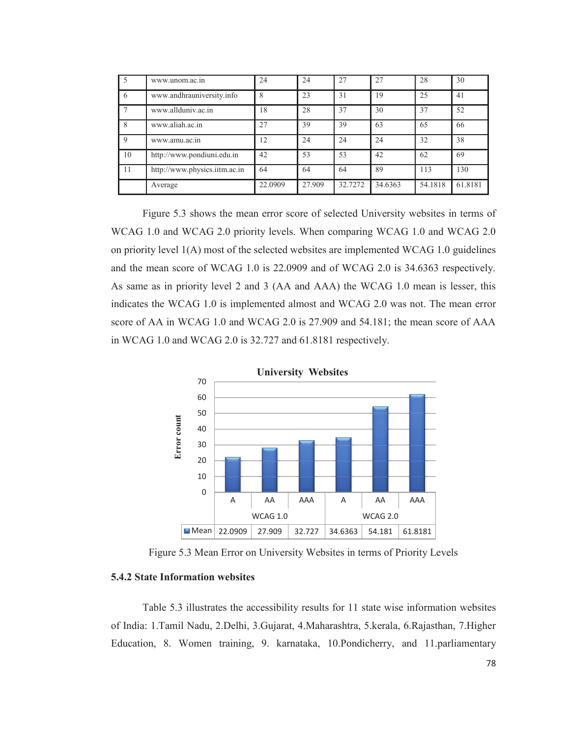| 5 | www.unom.ac.in | 24 | 24 | 27 | 27 | 28 | 30 |
|---|---|---|---|---|---|---|---|
| 6 | www.andhrauniversity.info | 8 | 23 | 31 | 19 | 25 | 41 |
| 7 | www.allduniv.ac.in | 18 | 28 | 37 | 30 | 37 | 52 |
| 8 | www.aliah.ac.in | 27 | 39 | 39 | 63 | 65 | 66 |
| 9 | www.amu.ac.in | 12 | 24 | 24 | 24 | 32 | 38 |
| 10 | http://www.pondiuni.edu.in | 42 | 53 | 53 | 42 | 62 | 69 |
| 11 | http://www.physics.iitm.ac.in | 64 | 64 | 64 | 89 | 113 | 130 |
| | Average | 22.0909 | 27.909 | 32.7272 | 34.6363 | 54.1818 | 61.8181 |

Figure 5.3 shows the mean error score of selected University websites in terms of WCAG 1.0 and WCAG 2.0 priority levels. When comparing WCAG 1.0 and WCAG 2.0 on priority level 1(A) most of the selected websites are implemented WCAG 1.0 guidelines and the mean score of WCAG 1.0 is 22.0909 and of WCAG 2.0 is 34.6363 respectively. As same as in priority level 2 and 3 (AA and AAA) the WCAG 1.0 mean is lesser, this indicates the WCAG 1.0 is implemented almost and WCAG 2.0 was not. The mean error score of AA in WCAG 1.0 and WCAG 2.0 is 27.909 and 54.181; the mean score of AAA in WCAG 1.0 and WCAG 2.0 is 32.727 and 61.8181 respectively.

**University Websites**

| | WCAG 1.0 | | | WCAG 2.0 | | |
|---|---|---|---|---|---|---|
| | A | AA | AAA | A | AA | AAA |
| Mean | 22.0909 | 27.909 | 32.727 | 34.6363 | 54.181 | 61.8181 |

Figure 5.3 Mean Error on University Websites in terms of Priority Levels

### 5.4.2 State Information websites

Table 5.3 illustrates the accessibility results for 11 state wise information websites of India: 1.Tamil Nadu, 2.Delhi, 3.Gujarat, 4.Maharashtra, 5.kerala, 6.Rajasthan, 7.Higher Education, 8. Women training, 9. karnataka, 10.Pondicherry, and 11.parliamentary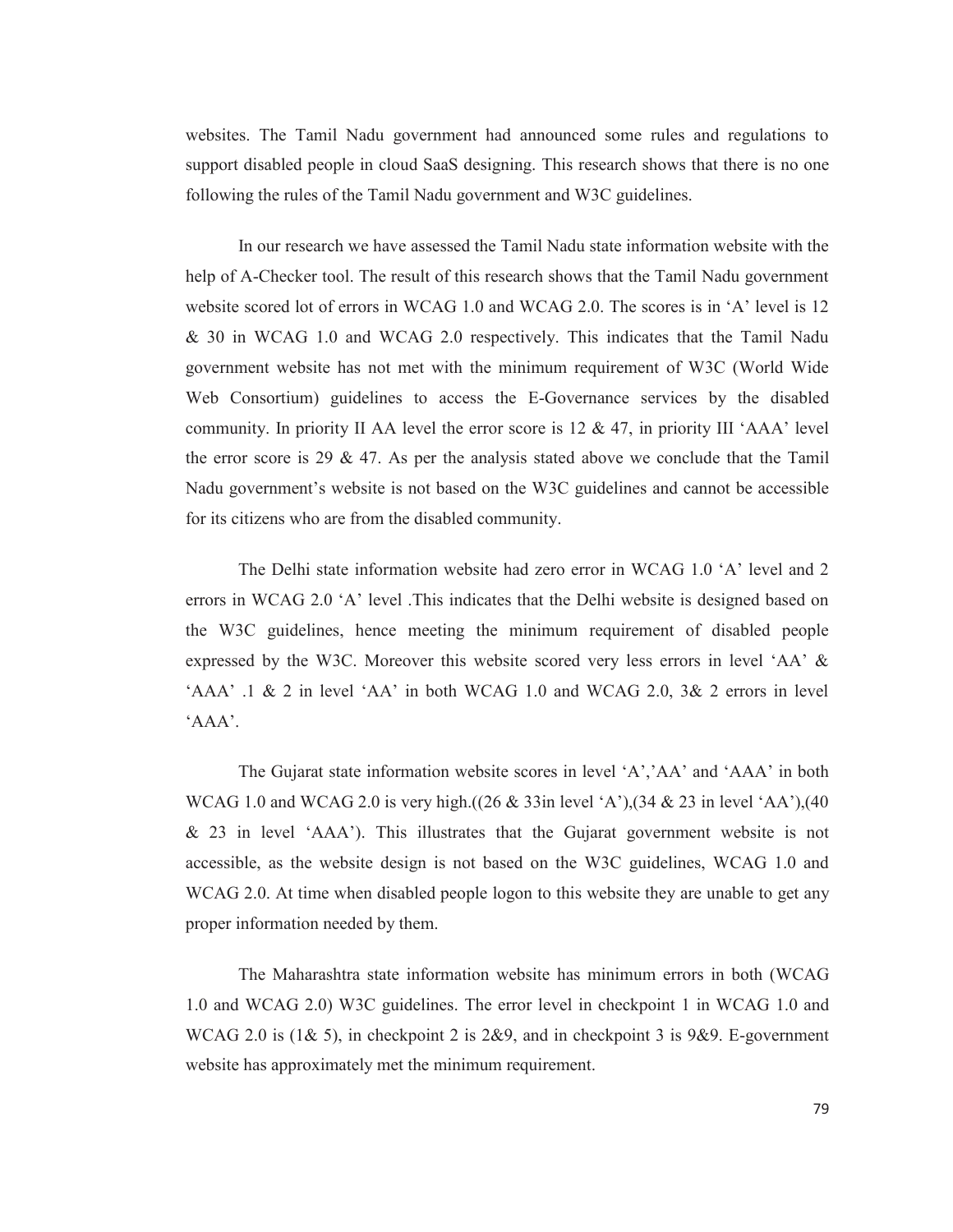websites. The Tamil Nadu government had announced some rules and regulations to support disabled people in cloud SaaS designing. This research shows that there is no one following the rules of the Tamil Nadu government and W3C guidelines.

In our research we have assessed the Tamil Nadu state information website with the help of A-Checker tool. The result of this research shows that the Tamil Nadu government website scored lot of errors in WCAG 1.0 and WCAG 2.0. The scores is in 'A' level is 12 & 30 in WCAG 1.0 and WCAG 2.0 respectively. This indicates that the Tamil Nadu government website has not met with the minimum requirement of W3C (World Wide Web Consortium) guidelines to access the E-Governance services by the disabled community. In priority II AA level the error score is 12 & 47, in priority III 'AAA' level the error score is 29 & 47. As per the analysis stated above we conclude that the Tamil Nadu government's website is not based on the W3C guidelines and cannot be accessible for its citizens who are from the disabled community.

The Delhi state information website had zero error in WCAG 1.0 'A' level and 2 errors in WCAG 2.0 'A' level .This indicates that the Delhi website is designed based on the W3C guidelines, hence meeting the minimum requirement of disabled people expressed by the W3C. Moreover this website scored very less errors in level 'AA' & 'AAA' .1 & 2 in level 'AA' in both WCAG 1.0 and WCAG 2.0, 3& 2 errors in level 'AAA'.

The Gujarat state information website scores in level 'A','AA' and 'AAA' in both WCAG 1.0 and WCAG 2.0 is very high.((26 & 33in level 'A'),(34 & 23 in level 'AA'),(40 & 23 in level 'AAA'). This illustrates that the Gujarat government website is not accessible, as the website design is not based on the W3C guidelines, WCAG 1.0 and WCAG 2.0. At time when disabled people logon to this website they are unable to get any proper information needed by them.

The Maharashtra state information website has minimum errors in both (WCAG 1.0 and WCAG 2.0) W3C guidelines. The error level in checkpoint 1 in WCAG 1.0 and WCAG 2.0 is (1& 5), in checkpoint 2 is 2&9, and in checkpoint 3 is 9&9. E-government website has approximately met the minimum requirement.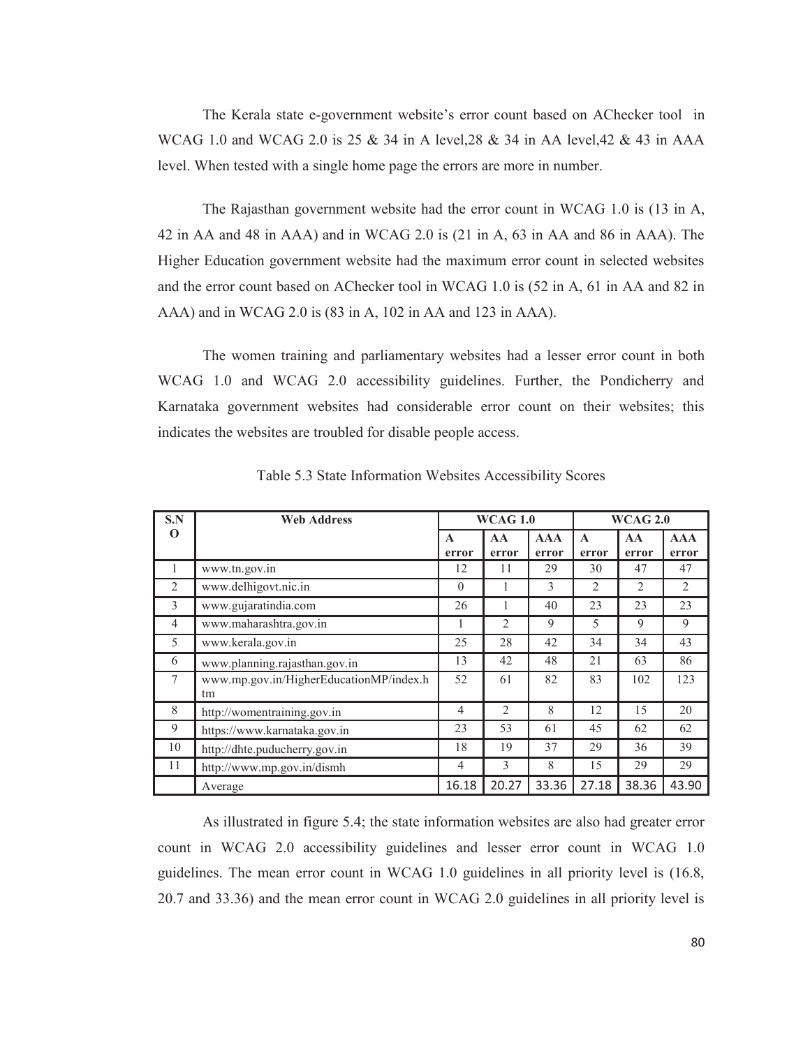The Kerala state e-government website's error count based on AChecker tool in WCAG 1.0 and WCAG 2.0 is 25 & 34 in A level,28 & 34 in AA level,42 & 43 in AAA level. When tested with a single home page the errors are more in number.

The Rajasthan government website had the error count in WCAG 1.0 is (13 in A, 42 in AA and 48 in AAA) and in WCAG 2.0 is (21 in A, 63 in AA and 86 in AAA). The Higher Education government website had the maximum error count in selected websites and the error count based on AChecker tool in WCAG 1.0 is (52 in A, 61 in AA and 82 in AAA) and in WCAG 2.0 is (83 in A, 102 in AA and 123 in AAA).

The women training and parliamentary websites had a lesser error count in both WCAG 1.0 and WCAG 2.0 accessibility guidelines. Further, the Pondicherry and Karnataka government websites had considerable error count on their websites; this indicates the websites are troubled for disable people access.

Table 5.3 State Information Websites Accessibility Scores

| S.NO | Web Address | WCAG 1.0 | | | WCAG 2.0 | | |
|---|---|---|---|---|---|---|---|
| | | A error | AA error | AAA error | A error | AA error | AAA error |
| 1 | www.tn.gov.in | 12 | 11 | 29 | 30 | 47 | 47 |
| 2 | www.delhigovt.nic.in | 0 | 1 | 3 | 2 | 2 | 2 |
| 3 | www.gujaratindia.com | 26 | 1 | 40 | 23 | 23 | 23 |
| 4 | www.maharashtra.gov.in | 1 | 2 | 9 | 5 | 9 | 9 |
| 5 | www.kerala.gov.in | 25 | 28 | 42 | 34 | 34 | 43 |
| 6 | www.planning.rajasthan.gov.in | 13 | 42 | 48 | 21 | 63 | 86 |
| 7 | www.mp.gov.in/HigherEducationMP/index.htm | 52 | 61 | 82 | 83 | 102 | 123 |
| 8 | http://womentraining.gov.in | 4 | 2 | 8 | 12 | 15 | 20 |
| 9 | https://www.karnataka.gov.in | 23 | 53 | 61 | 45 | 62 | 62 |
| 10 | http://dhte.puducherry.gov.in | 18 | 19 | 37 | 29 | 36 | 39 |
| 11 | http://www.mp.gov.in/dismh | 4 | 3 | 8 | 15 | 29 | 29 |
| | Average | 16.18 | 20.27 | 33.36 | 27.18 | 38.36 | 43.90 |

As illustrated in figure 5.4; the state information websites are also had greater error count in WCAG 2.0 accessibility guidelines and lesser error count in WCAG 1.0 guidelines. The mean error count in WCAG 1.0 guidelines in all priority level is (16.8, 20.7 and 33.36) and the mean error count in WCAG 2.0 guidelines in all priority level is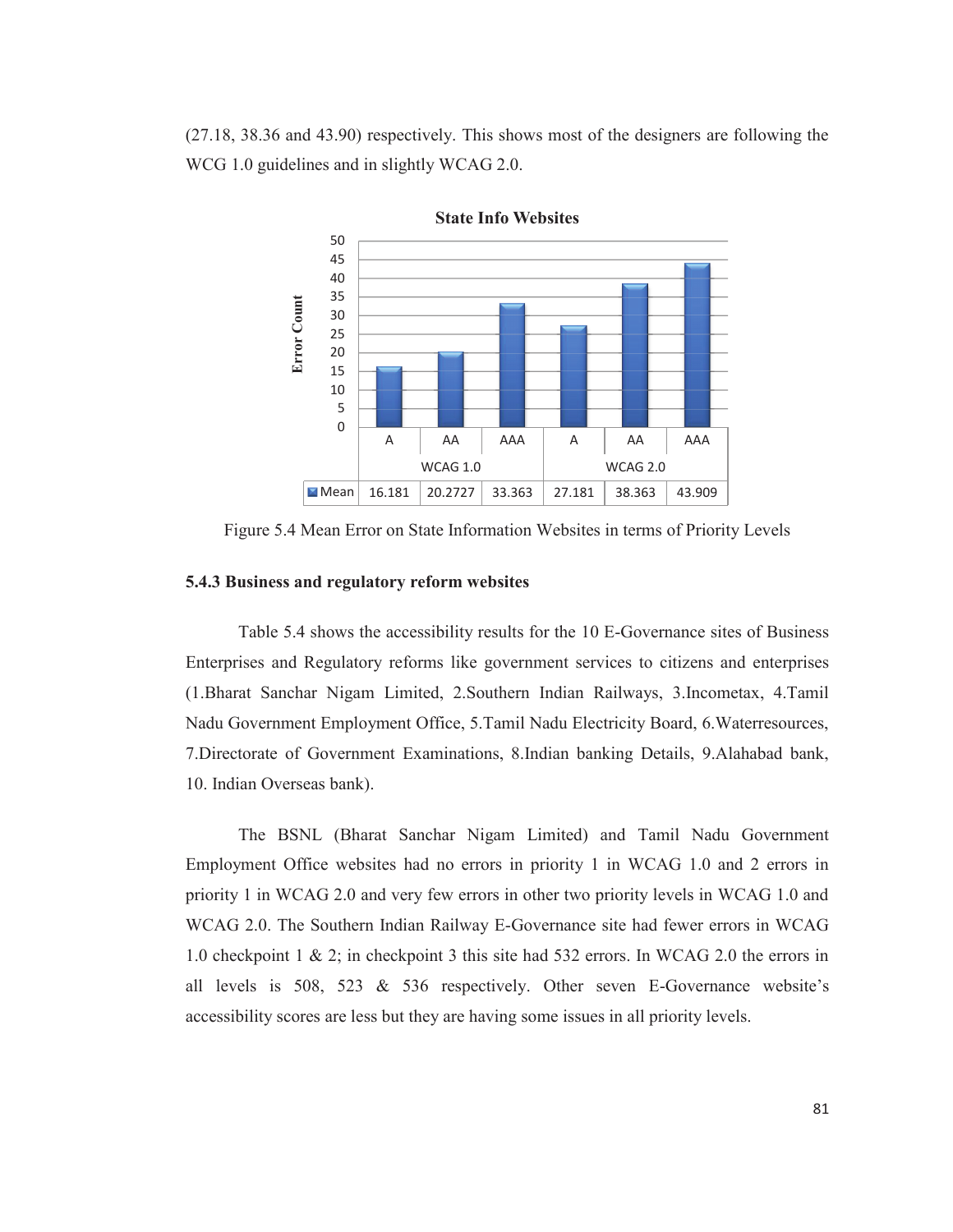(27.18, 38.36 and 43.90) respectively. This shows most of the designers are following the WCG 1.0 guidelines and in slightly WCAG 2.0.

**State Info Websites**

| | WCAG 1.0 | | | WCAG 2.0 | | |
|---|---|---|---|---|---|---|
| | A | AA | AAA | A | AA | AAA |
| Mean | 16.181 | 20.2727 | 33.363 | 27.181 | 38.363 | 43.909 |

Figure 5.4 Mean Error on State Information Websites in terms of Priority Levels

### 5.4.3 Business and regulatory reform websites

Table 5.4 shows the accessibility results for the 10 E-Governance sites of Business Enterprises and Regulatory reforms like government services to citizens and enterprises (1.Bharat Sanchar Nigam Limited, 2.Southern Indian Railways, 3.Incometax, 4.Tamil Nadu Government Employment Office, 5.Tamil Nadu Electricity Board, 6.Waterresources, 7.Directorate of Government Examinations, 8.Indian banking Details, 9.Alahabad bank, 10. Indian Overseas bank).

The BSNL (Bharat Sanchar Nigam Limited) and Tamil Nadu Government Employment Office websites had no errors in priority 1 in WCAG 1.0 and 2 errors in priority 1 in WCAG 2.0 and very few errors in other two priority levels in WCAG 1.0 and WCAG 2.0. The Southern Indian Railway E-Governance site had fewer errors in WCAG 1.0 checkpoint 1 & 2; in checkpoint 3 this site had 532 errors. In WCAG 2.0 the errors in all levels is 508, 523 & 536 respectively. Other seven E-Governance website's accessibility scores are less but they are having some issues in all priority levels.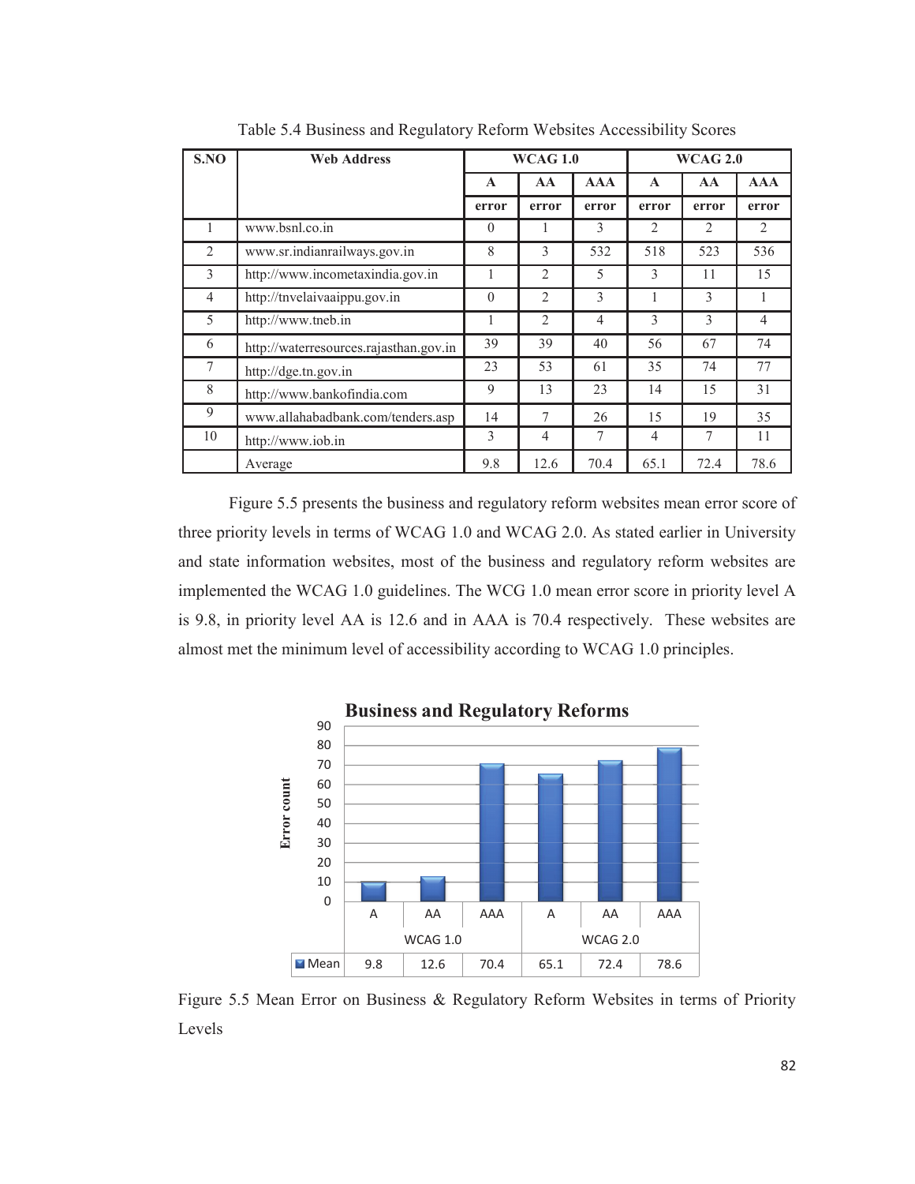Table 5.4 Business and Regulatory Reform Websites Accessibility Scores

| S.NO | Web Address | WCAG 1.0 | | | WCAG 2.0 | | |
|---|---|---|---|---|---|---|---|
| | | A | AA | AAA | A | AA | AAA |
| | | error | error | error | error | error | error |
| 1 | www.bsnl.co.in | 0 | 1 | 3 | 2 | 2 | 2 |
| 2 | www.sr.indianrailways.gov.in | 8 | 3 | 532 | 518 | 523 | 536 |
| 3 | http://www.incometaxindia.gov.in | 1 | 2 | 5 | 3 | 11 | 15 |
| 4 | http://tnvelaivaaippu.gov.in | 0 | 2 | 3 | 1 | 3 | 1 |
| 5 | http://www.tneb.in | 1 | 2 | 4 | 3 | 3 | 4 |
| 6 | http://waterresources.rajasthan.gov.in | 39 | 39 | 40 | 56 | 67 | 74 |
| 7 | http://dge.tn.gov.in | 23 | 53 | 61 | 35 | 74 | 77 |
| 8 | http://www.bankofindia.com | 9 | 13 | 23 | 14 | 15 | 31 |
| 9 | www.allahabadbank.com/tenders.asp | 14 | 7 | 26 | 15 | 19 | 35 |
| 10 | http://www.iob.in | 3 | 4 | 7 | 4 | 7 | 11 |
| | Average | 9.8 | 12.6 | 70.4 | 65.1 | 72.4 | 78.6 |

Figure 5.5 presents the business and regulatory reform websites mean error score of three priority levels in terms of WCAG 1.0 and WCAG 2.0. As stated earlier in University and state information websites, most of the business and regulatory reform websites are implemented the WCAG 1.0 guidelines. The WCG 1.0 mean error score in priority level A is 9.8, in priority level AA is 12.6 and in AAA is 70.4 respectively. These websites are almost met the minimum level of accessibility according to WCAG 1.0 principles.

**Business and Regulatory Reforms**

| | WCAG 1.0 | | | WCAG 2.0 | | |
|---|---|---|---|---|---|---|
| | A | AA | AAA | A | AA | AAA |
| Mean | 9.8 | 12.6 | 70.4 | 65.1 | 72.4 | 78.6 |

Figure 5.5 Mean Error on Business & Regulatory Reform Websites in terms of Priority Levels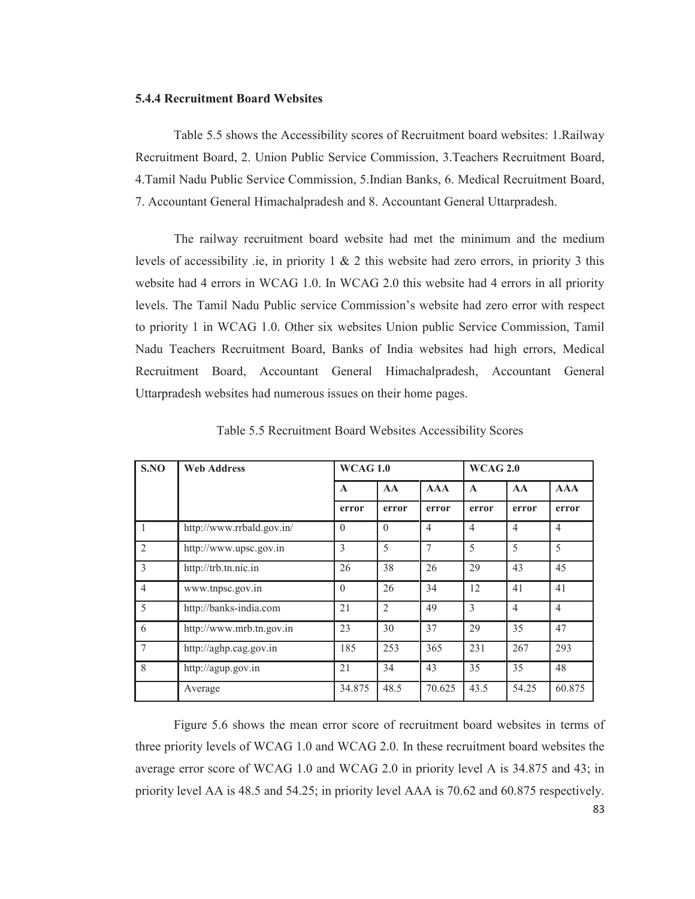### 5.4.4 Recruitment Board Websites

Table 5.5 shows the Accessibility scores of Recruitment board websites: 1.Railway Recruitment Board, 2. Union Public Service Commission, 3.Teachers Recruitment Board, 4.Tamil Nadu Public Service Commission, 5.Indian Banks, 6. Medical Recruitment Board, 7. Accountant General Himachalpradesh and 8. Accountant General Uttarpradesh.

The railway recruitment board website had met the minimum and the medium levels of accessibility .ie, in priority 1 & 2 this website had zero errors, in priority 3 this website had 4 errors in WCAG 1.0. In WCAG 2.0 this website had 4 errors in all priority levels. The Tamil Nadu Public service Commission's website had zero error with respect to priority 1 in WCAG 1.0. Other six websites Union public Service Commission, Tamil Nadu Teachers Recruitment Board, Banks of India websites had high errors, Medical Recruitment Board, Accountant General Himachalpradesh, Accountant General Uttarpradesh websites had numerous issues on their home pages.

Table 5.5 Recruitment Board Websites Accessibility Scores

| S.NO | Web Address | WCAG 1.0 | | | WCAG 2.0 | | |
|---|---|---|---|---|---|---|---|
| | | A | AA | AAA | A | AA | AAA |
| | | error | error | error | error | error | error |
| 1 | http://www.rrbald.gov.in/ | 0 | 0 | 4 | 4 | 4 | 4 |
| 2 | http://www.upsc.gov.in | 3 | 5 | 7 | 5 | 5 | 5 |
| 3 | http://trb.tn.nic.in | 26 | 38 | 26 | 29 | 43 | 45 |
| 4 | www.tnpsc.gov.in | 0 | 26 | 34 | 12 | 41 | 41 |
| 5 | http://banks-india.com | 21 | 2 | 49 | 3 | 4 | 4 |
| 6 | http://www.mrb.tn.gov.in | 23 | 30 | 37 | 29 | 35 | 47 |
| 7 | http://aghp.cag.gov.in | 185 | 253 | 365 | 231 | 267 | 293 |
| 8 | http://agup.gov.in | 21 | 34 | 43 | 35 | 35 | 48 |
| | Average | 34.875 | 48.5 | 70.625 | 43.5 | 54.25 | 60.875 |

Figure 5.6 shows the mean error score of recruitment board websites in terms of three priority levels of WCAG 1.0 and WCAG 2.0. In these recruitment board websites the average error score of WCAG 1.0 and WCAG 2.0 in priority level A is 34.875 and 43; in priority level AA is 48.5 and 54.25; in priority level AAA is 70.62 and 60.875 respectively.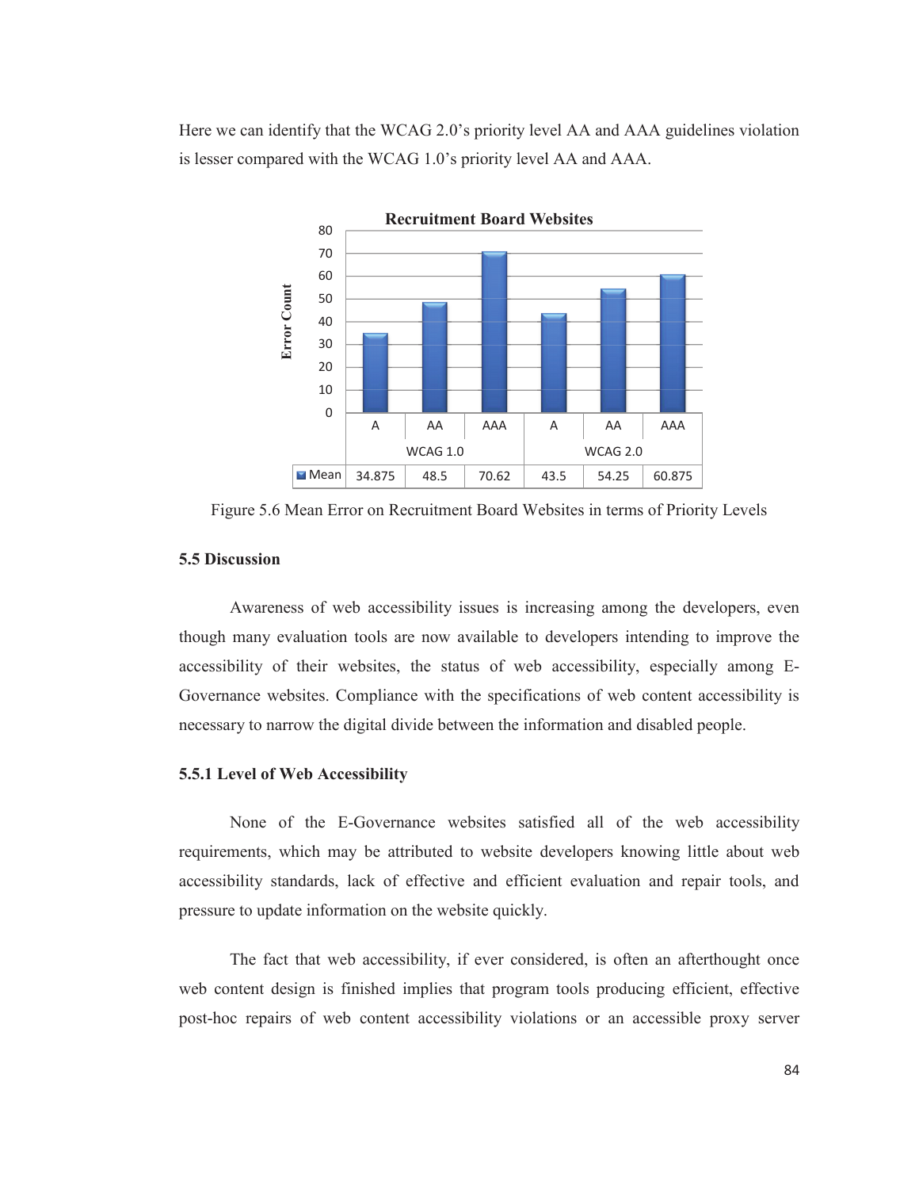Here we can identify that the WCAG 2.0's priority level AA and AAA guidelines violation is lesser compared with the WCAG 1.0's priority level AA and AAA.

**Recruitment Board Websites**

| | WCAG 1.0 | | | WCAG 2.0 | | |
|---|---|---|---|---|---|---|
| | A | AA | AAA | A | AA | AAA |
| Mean | 34.875 | 48.5 | 70.62 | 43.5 | 54.25 | 60.875 |

Figure 5.6 Mean Error on Recruitment Board Websites in terms of Priority Levels

### 5.5 Discussion

Awareness of web accessibility issues is increasing among the developers, even though many evaluation tools are now available to developers intending to improve the accessibility of their websites, the status of web accessibility, especially among E-Governance websites. Compliance with the specifications of web content accessibility is necessary to narrow the digital divide between the information and disabled people.

#### 5.5.1 Level of Web Accessibility

None of the E-Governance websites satisfied all of the web accessibility requirements, which may be attributed to website developers knowing little about web accessibility standards, lack of effective and efficient evaluation and repair tools, and pressure to update information on the website quickly.

The fact that web accessibility, if ever considered, is often an afterthought once web content design is finished implies that program tools producing efficient, effective post-hoc repairs of web content accessibility violations or an accessible proxy server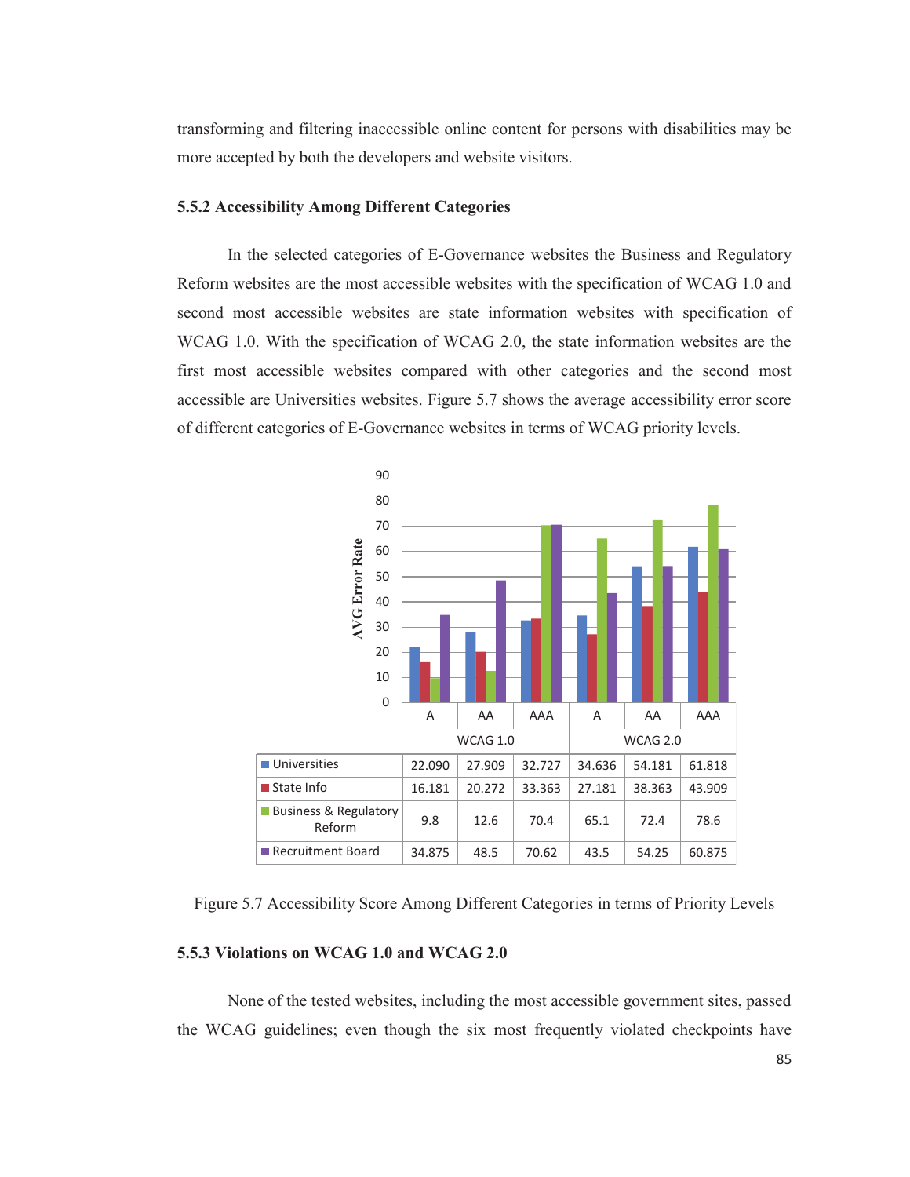transforming and filtering inaccessible online content for persons with disabilities may be more accepted by both the developers and website visitors.

### 5.5.2 Accessibility Among Different Categories

In the selected categories of E-Governance websites the Business and Regulatory Reform websites are the most accessible websites with the specification of WCAG 1.0 and second most accessible websites are state information websites with specification of WCAG 1.0. With the specification of WCAG 2.0, the state information websites are the first most accessible websites compared with other categories and the second most accessible are Universities websites. Figure 5.7 shows the average accessibility error score of different categories of E-Governance websites in terms of WCAG priority levels.

| | WCAG 1.0 | | | WCAG 2.0 | | |
|---|---|---|---|---|---|---|
| | A | AA | AAA | A | AA | AAA |
| Universities | 22.090 | 27.909 | 32.727 | 34.636 | 54.181 | 61.818 |
| State Info | 16.181 | 20.272 | 33.363 | 27.181 | 38.363 | 43.909 |
| Business & Regulatory Reform | 9.8 | 12.6 | 70.4 | 65.1 | 72.4 | 78.6 |
| Recruitment Board | 34.875 | 48.5 | 70.62 | 43.5 | 54.25 | 60.875 |

Figure 5.7 Accessibility Score Among Different Categories in terms of Priority Levels

### 5.5.3 Violations on WCAG 1.0 and WCAG 2.0

None of the tested websites, including the most accessible government sites, passed the WCAG guidelines; even though the six most frequently violated checkpoints have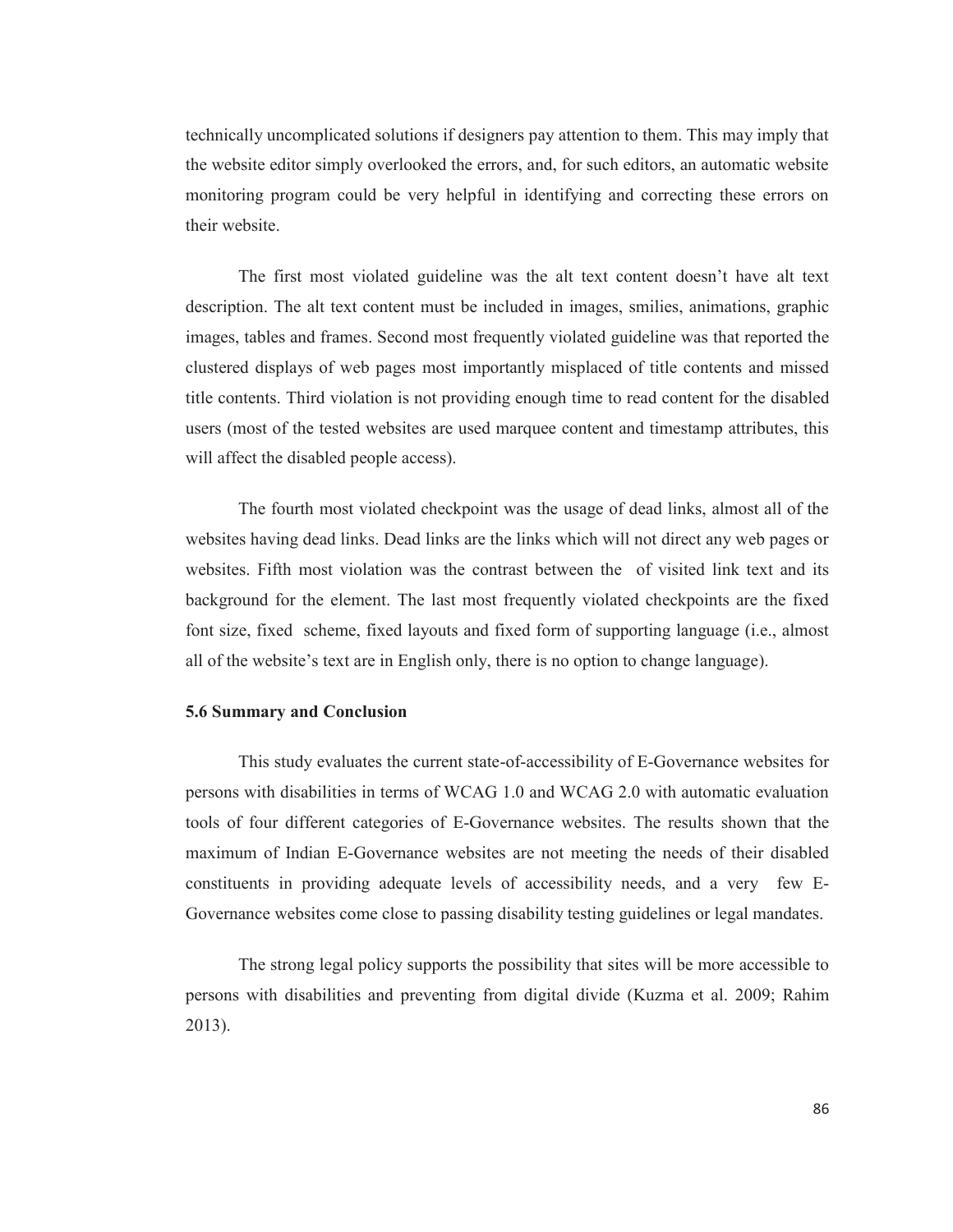technically uncomplicated solutions if designers pay attention to them. This may imply that the website editor simply overlooked the errors, and, for such editors, an automatic website monitoring program could be very helpful in identifying and correcting these errors on their website.

The first most violated guideline was the alt text content doesn't have alt text description. The alt text content must be included in images, smilies, animations, graphic images, tables and frames. Second most frequently violated guideline was that reported the clustered displays of web pages most importantly misplaced of title contents and missed title contents. Third violation is not providing enough time to read content for the disabled users (most of the tested websites are used marquee content and timestamp attributes, this will affect the disabled people access).

The fourth most violated checkpoint was the usage of dead links, almost all of the websites having dead links. Dead links are the links which will not direct any web pages or websites. Fifth most violation was the contrast between the of visited link text and its background for the element. The last most frequently violated checkpoints are the fixed font size, fixed scheme, fixed layouts and fixed form of supporting language (i.e., almost all of the website's text are in English only, there is no option to change language).

### 5.6 Summary and Conclusion

This study evaluates the current state-of-accessibility of E-Governance websites for persons with disabilities in terms of WCAG 1.0 and WCAG 2.0 with automatic evaluation tools of four different categories of E-Governance websites. The results shown that the maximum of Indian E-Governance websites are not meeting the needs of their disabled constituents in providing adequate levels of accessibility needs, and a very few E-Governance websites come close to passing disability testing guidelines or legal mandates.

The strong legal policy supports the possibility that sites will be more accessible to persons with disabilities and preventing from digital divide (Kuzma et al. 2009; Rahim 2013).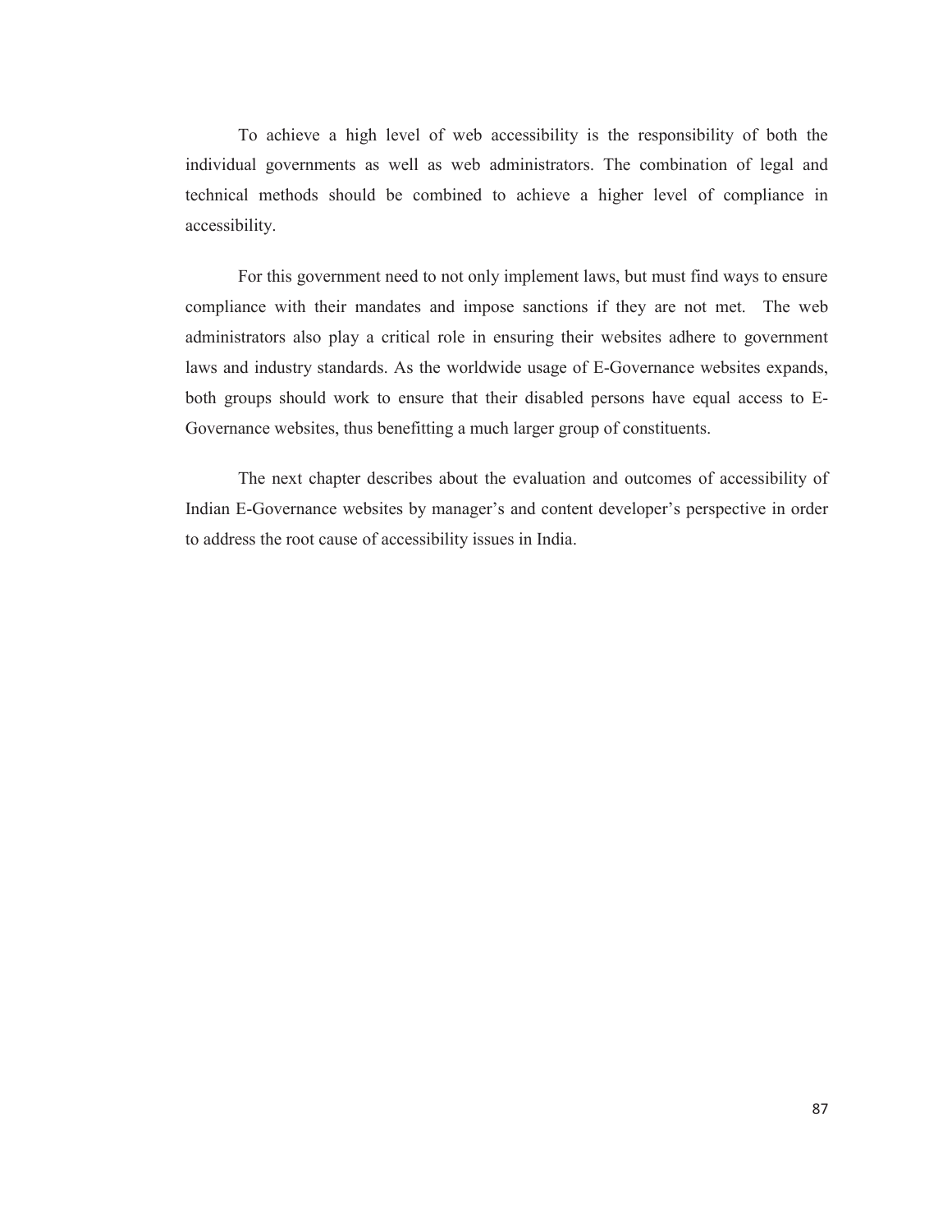To achieve a high level of web accessibility is the responsibility of both the individual governments as well as web administrators. The combination of legal and technical methods should be combined to achieve a higher level of compliance in accessibility.

For this government need to not only implement laws, but must find ways to ensure compliance with their mandates and impose sanctions if they are not met. The web administrators also play a critical role in ensuring their websites adhere to government laws and industry standards. As the worldwide usage of E-Governance websites expands, both groups should work to ensure that their disabled persons have equal access to E-Governance websites, thus benefitting a much larger group of constituents.

The next chapter describes about the evaluation and outcomes of accessibility of Indian E-Governance websites by manager's and content developer's perspective in order to address the root cause of accessibility issues in India.